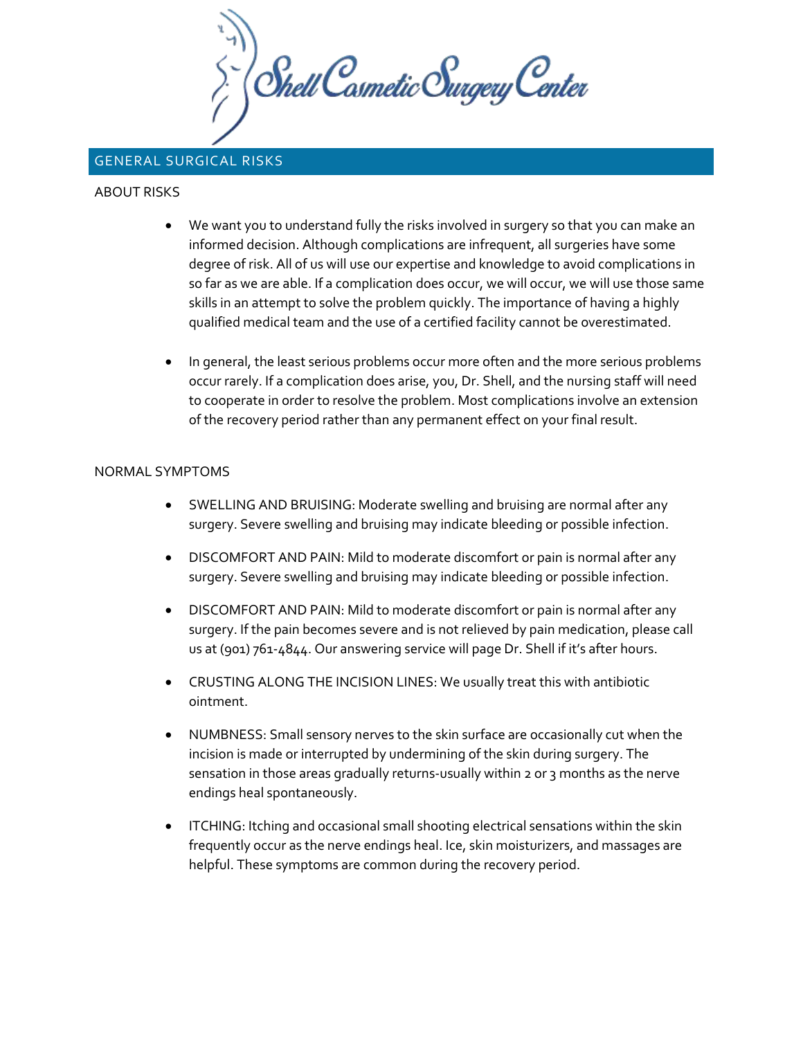# Shell Cosmetic Surgery Center

## GENERAL SURGICAL RISKS

### ABOUT RISKS

- We want you to understand fully the risks involved in surgery so that you can make an informed decision. Although complications are infrequent, all surgeries have some degree of risk. All of us will use our expertise and knowledge to avoid complications in so far as we are able. If a complication does occur, we will occur, we will use those same skills in an attempt to solve the problem quickly. The importance of having a highly qualified medical team and the use of a certified facility cannot be overestimated.

- In general, the least serious problems occur more often and the more serious problems occur rarely. If a complication does arise, you, Dr. Shell, and the nursing staff will need to cooperate in order to resolve the problem. Most complications involve an extension of the recovery period rather than any permanent effect on your final result.

### NORMAL SYMPTOMS

- SWELLING AND BRUISING: Moderate swelling and bruising are normal after any surgery. Severe swelling and bruising may indicate bleeding or possible infection.

- DISCOMFORT AND PAIN: Mild to moderate discomfort or pain is normal after any surgery. Severe swelling and bruising may indicate bleeding or possible infection.

- DISCOMFORT AND PAIN: Mild to moderate discomfort or pain is normal after any surgery. If the pain becomes severe and is not relieved by pain medication, please call us at (901) 761-4844. Our answering service will page Dr. Shell if it's after hours.

- CRUSTING ALONG THE INCISION LINES: We usually treat this with antibiotic ointment.

- NUMBNESS: Small sensory nerves to the skin surface are occasionally cut when the incision is made or interrupted by undermining of the skin during surgery. The sensation in those areas gradually returns-usually within 2 or 3 months as the nerve endings heal spontaneously.

- ITCHING: Itching and occasional small shooting electrical sensations within the skin frequently occur as the nerve endings heal. Ice, skin moisturizers, and massages are helpful. These symptoms are common during the recovery period.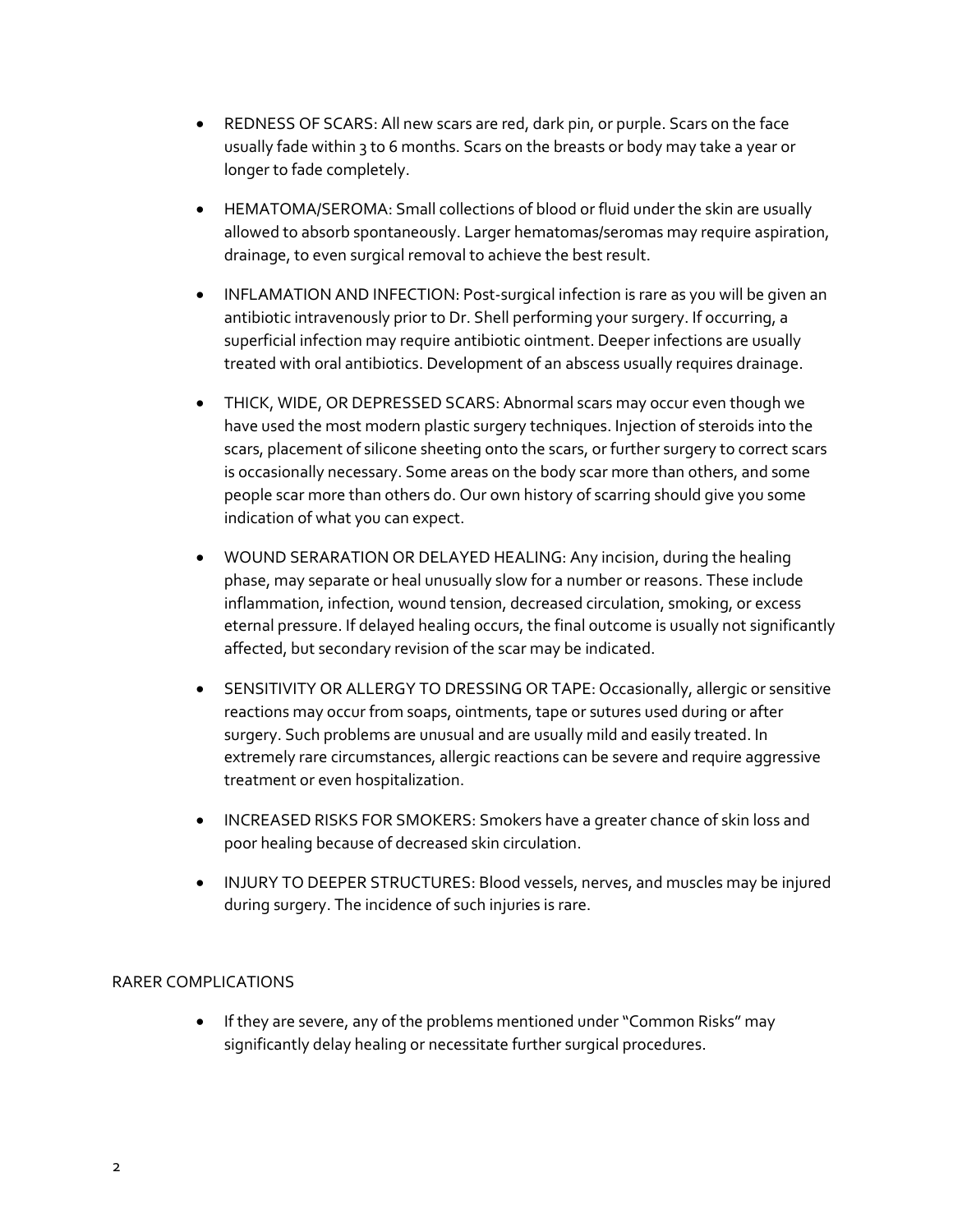- REDNESS OF SCARS: All new scars are red, dark pin, or purple. Scars on the face usually fade within 3 to 6 months. Scars on the breasts or body may take a year or longer to fade completely.

- HEMATOMA/SEROMA: Small collections of blood or fluid under the skin are usually allowed to absorb spontaneously. Larger hematomas/seromas may require aspiration, drainage, to even surgical removal to achieve the best result.

- INFLAMATION AND INFECTION: Post-surgical infection is rare as you will be given an antibiotic intravenously prior to Dr. Shell performing your surgery. If occurring, a superficial infection may require antibiotic ointment. Deeper infections are usually treated with oral antibiotics. Development of an abscess usually requires drainage.

- THICK, WIDE, OR DEPRESSED SCARS: Abnormal scars may occur even though we have used the most modern plastic surgery techniques. Injection of steroids into the scars, placement of silicone sheeting onto the scars, or further surgery to correct scars is occasionally necessary. Some areas on the body scar more than others, and some people scar more than others do. Our own history of scarring should give you some indication of what you can expect.

- WOUND SERARATION OR DELAYED HEALING: Any incision, during the healing phase, may separate or heal unusually slow for a number or reasons. These include inflammation, infection, wound tension, decreased circulation, smoking, or excess eternal pressure. If delayed healing occurs, the final outcome is usually not significantly affected, but secondary revision of the scar may be indicated.

- SENSITIVITY OR ALLERGY TO DRESSING OR TAPE: Occasionally, allergic or sensitive reactions may occur from soaps, ointments, tape or sutures used during or after surgery. Such problems are unusual and are usually mild and easily treated. In extremely rare circumstances, allergic reactions can be severe and require aggressive treatment or even hospitalization.

- INCREASED RISKS FOR SMOKERS: Smokers have a greater chance of skin loss and poor healing because of decreased skin circulation.

- INJURY TO DEEPER STRUCTURES: Blood vessels, nerves, and muscles may be injured during surgery. The incidence of such injuries is rare.

RARER COMPLICATIONS

- If they are severe, any of the problems mentioned under "Common Risks" may significantly delay healing or necessitate further surgical procedures.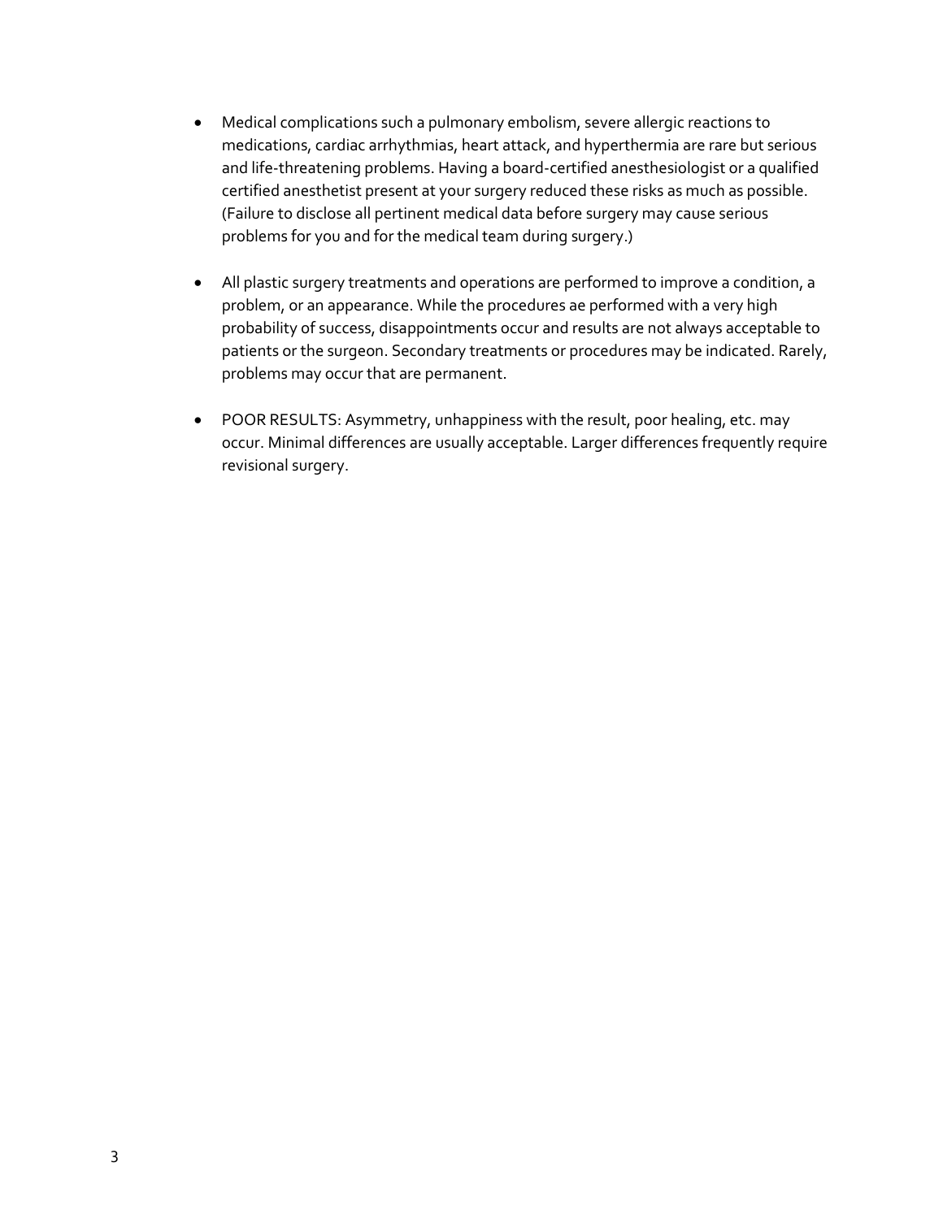- Medical complications such a pulmonary embolism, severe allergic reactions to medications, cardiac arrhythmias, heart attack, and hyperthermia are rare but serious and life-threatening problems. Having a board-certified anesthesiologist or a qualified certified anesthetist present at your surgery reduced these risks as much as possible. (Failure to disclose all pertinent medical data before surgery may cause serious problems for you and for the medical team during surgery.)

- All plastic surgery treatments and operations are performed to improve a condition, a problem, or an appearance. While the procedures ae performed with a very high probability of success, disappointments occur and results are not always acceptable to patients or the surgeon. Secondary treatments or procedures may be indicated. Rarely, problems may occur that are permanent.

- POOR RESULTS: Asymmetry, unhappiness with the result, poor healing, etc. may occur. Minimal differences are usually acceptable. Larger differences frequently require revisional surgery.